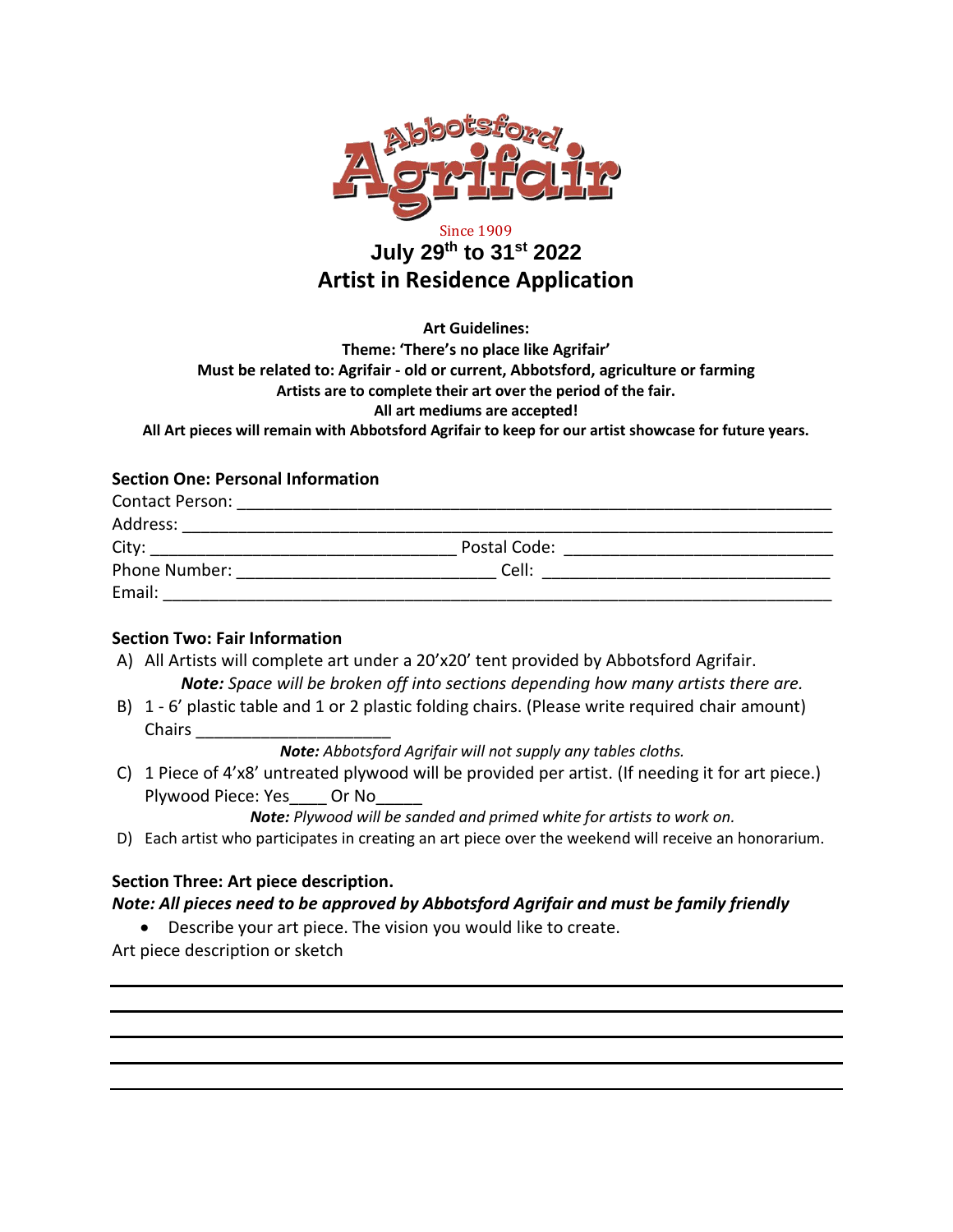Abbotsford Agrifair

Since 1909

# July 29th to 31st 2022

# Artist in Residence Application

**Art Guidelines:**

**Theme: 'There's no place like Agrifair'**

**Must be related to: Agrifair - old or current, Abbotsford, agriculture or farming**

**Artists are to complete their art over the period of the fair.**

**All art mediums are accepted!**

**All Art pieces will remain with Abbotsford Agrifair to keep for our artist showcase for future years.**

## Section One: Personal Information

Contact Person: ____________________________________________________________

Address: ____________________________________________________________

City: ______________________________ Postal Code: __________________________

Phone Number: ___________________________ Cell: ____________________________

Email: ____________________________________________________________

## Section Two: Fair Information

A) All Artists will complete art under a 20'x20' tent provided by Abbotsford Agrifair.
   ***Note:** Space will be broken off into sections depending how many artists there are.*

B) 1 - 6' plastic table and 1 or 2 plastic folding chairs. (Please write required chair amount)
   Chairs ____________________
   ***Note:** Abbotsford Agrifair will not supply any tables cloths.*

C) 1 Piece of 4'x8' untreated plywood will be provided per artist. (If needing it for art piece.)
   Plywood Piece: Yes____ Or No_____
   ***Note:** Plywood will be sanded and primed white for artists to work on.*

D) Each artist who participates in creating an art piece over the weekend will receive an honorarium.

## Section Three: Art piece description.

***Note: All pieces need to be approved by Abbotsford Agrifair and must be family friendly***

- Describe your art piece. The vision you would like to create.

Art piece description or sketch

____________________________________________________________

____________________________________________________________

____________________________________________________________

____________________________________________________________

____________________________________________________________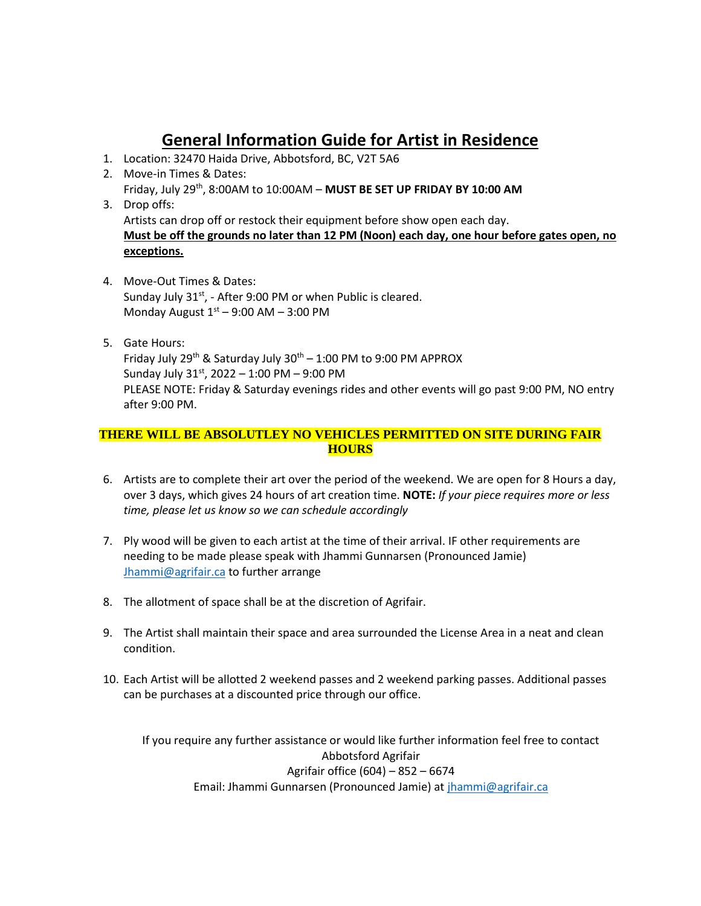# General Information Guide for Artist in Residence

1. Location: 32470 Haida Drive, Abbotsford, BC, V2T 5A6
2. Move-in Times & Dates:
   Friday, July 29th, 8:00AM to 10:00AM – **MUST BE SET UP FRIDAY BY 10:00 AM**
3. Drop offs:
   Artists can drop off or restock their equipment before show open each day.
   **Must be off the grounds no later than 12 PM (Noon) each day, one hour before gates open, no exceptions.**

4. Move-Out Times & Dates:
   Sunday July 31st, - After 9:00 PM or when Public is cleared.
   Monday August 1st – 9:00 AM – 3:00 PM

5. Gate Hours:
   Friday July 29th & Saturday July 30th – 1:00 PM to 9:00 PM APPROX
   Sunday July 31st, 2022 – 1:00 PM – 9:00 PM
   PLEASE NOTE: Friday & Saturday evenings rides and other events will go past 9:00 PM, NO entry after 9:00 PM.

**THERE WILL BE ABSOLUTLEY NO VEHICLES PERMITTED ON SITE DURING FAIR HOURS**

6. Artists are to complete their art over the period of the weekend. We are open for 8 Hours a day, over 3 days, which gives 24 hours of art creation time. **NOTE:** *If your piece requires more or less time, please let us know so we can schedule accordingly*

7. Ply wood will be given to each artist at the time of their arrival. IF other requirements are needing to be made please speak with Jhammi Gunnarsen (Pronounced Jamie) Jhammi@agrifair.ca to further arrange

8. The allotment of space shall be at the discretion of Agrifair.

9. The Artist shall maintain their space and area surrounded the License Area in a neat and clean condition.

10. Each Artist will be allotted 2 weekend passes and 2 weekend parking passes. Additional passes can be purchases at a discounted price through our office.

If you require any further assistance or would like further information feel free to contact
Abbotsford Agrifair
Agrifair office (604) – 852 – 6674
Email: Jhammi Gunnarsen (Pronounced Jamie) at jhammi@agrifair.ca